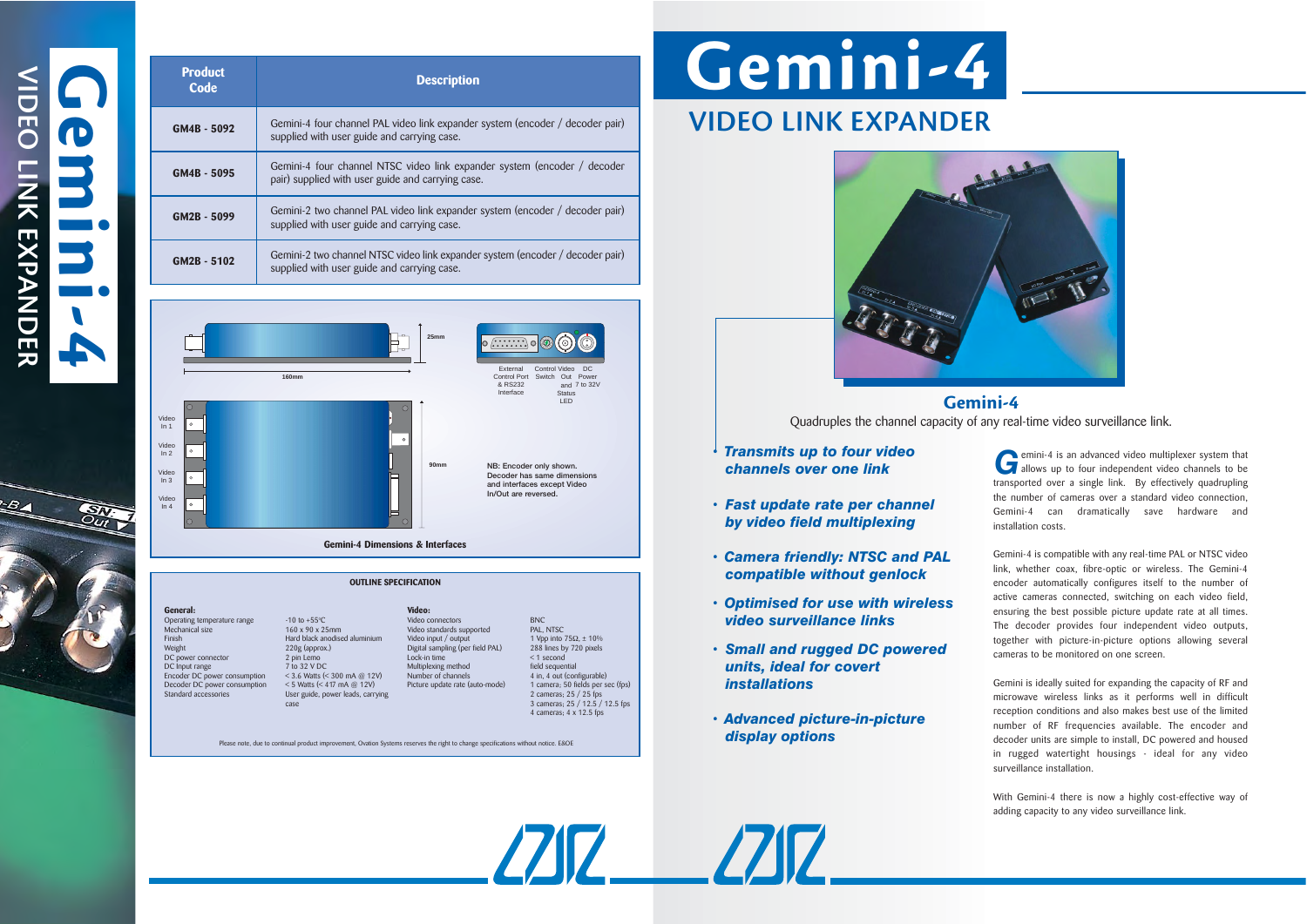# Gemini-4

## VIDEO LINK EXPANDER

### Gemini-4

Quadruples the channel capacity of any real-time video surveillance link.

- ***Transmits up to four video channels over one link***
- ***Fast update rate per channel by video field multiplexing***
- ***Camera friendly: NTSC and PAL compatible without genlock***
- ***Optimised for use with wireless video surveillance links***
- ***Small and rugged DC powered units, ideal for covert installations***
- ***Advanced picture-in-picture display options***

Gemini-4 is an advanced video multiplexer system that allows up to four independent video channels to be transported over a single link. By effectively quadrupling the number of cameras over a standard video connection, Gemini-4 can dramatically save hardware and installation costs.

Gemini-4 is compatible with any real-time PAL or NTSC video link, whether coax, fibre-optic or wireless. The Gemini-4 encoder automatically configures itself to the number of active cameras connected, switching on each video field, ensuring the best possible picture update rate at all times. The decoder provides four independent video outputs, together with picture-in-picture options allowing several cameras to be monitored on one screen.

Gemini is ideally suited for expanding the capacity of RF and microwave wireless links as it performs well in difficult reception conditions and also makes best use of the limited number of RF frequencies available. The encoder and decoder units are simple to install, DC powered and housed in rugged watertight housings - ideal for any video surveillance installation.

With Gemini-4 there is now a highly cost-effective way of adding capacity to any video surveillance link.

| Product Code | Description |
|---|---|
| GM4B - 5092 | Gemini-4 four channel PAL video link expander system (encoder / decoder pair) supplied with user guide and carrying case. |
| GM4B - 5095 | Gemini-4 four channel NTSC video link expander system (encoder / decoder pair) supplied with user guide and carrying case. |
| GM2B - 5099 | Gemini-2 two channel PAL video link expander system (encoder / decoder pair) supplied with user guide and carrying case. |
| GM2B - 5102 | Gemini-2 two channel NTSC video link expander system (encoder / decoder pair) supplied with user guide and carrying case. |

160mm · 25mm · 90mm

Video In 1, Video In 2, Video In 3, Video In 4

External Control Port & RS232 Interface · Control Switch · Video Out and Status LED · DC Power 7 to 32V

NB: Encoder only shown. Decoder has same dimensions and interfaces except Video In/Out are reversed.

**Gemini-4 Dimensions & Interfaces**

### OUTLINE SPECIFICATION

**General:**

| | |
|---|---|
| Operating temperature range | -10 to +55°C |
| Mechanical size | 160 x 90 x 25mm |
| Finish | Hard black anodised aluminium |
| Weight | 220g (approx.) |
| DC power connector | 2 pin Lemo |
| DC Input range | 7 to 32 V DC |
| Encoder DC power consumption | < 3.6 Watts (< 300 mA @ 12V) |
| Decoder DC power consumption | < 5 Watts (< 417 mA @ 12V) |
| Standard accessories | User guide, power leads, carrying case |

**Video:**

| | |
|---|---|
| Video connectors | BNC |
| Video standards supported | PAL, NTSC |
| Video input / output | 1 Vpp into 75Ω, ± 10% |
| Digital sampling (per field PAL) | 288 lines by 720 pixels |
| Lock-in time | < 1 second |
| Multiplexing method | field sequential |
| Number of channels | 4 in, 4 out (configurable) |
| Picture update rate (auto-mode) | 1 camera; 50 fields per sec (fps)<br>2 cameras; 25 / 25 fps<br>3 cameras; 25 / 12.5 / 12.5 fps<br>4 cameras; 4 x 12.5 fps |

Please note, due to continual product improvement, Ovation Systems reserves the right to change specifications without notice. E&OE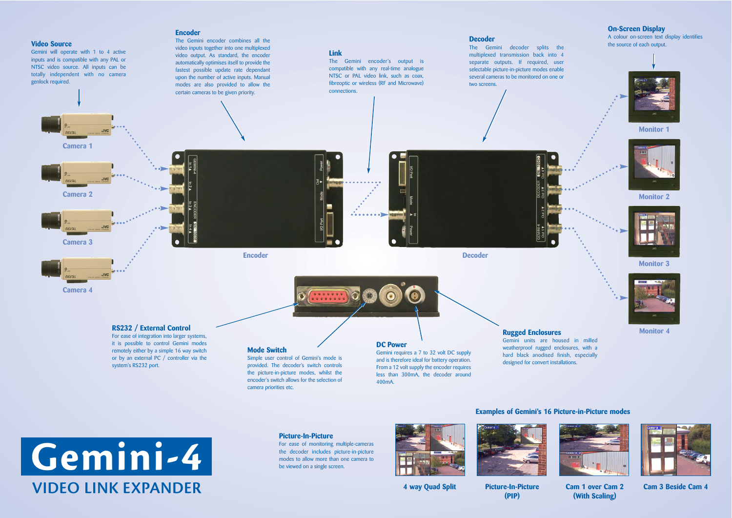### Video Source

Gemini will operate with 1 to 4 active inputs and is compatible with any PAL or NTSC video source. All inputs can be totally independent with no camera genlock required.

Camera 1

Camera 2

Camera 3

Camera 4

### Encoder

The Gemini encoder combines all the video inputs together into one multiplexed video output. As standard, the encoder automatically optimises itself to provide the fastest possible update rate dependant upon the number of active inputs. Manual modes are also provided to allow the certain cameras to be given priority.

### Link

The Gemini encoder's output is compatible with any real-time analogue NTSC or PAL video link, such as coax, fibreoptic or wireless (RF and Microwave) connections.

### Decoder

The Gemini decoder splits the multiplexed transmission back into 4 separate outputs. If required, user selectable picture-in-picture modes enable several cameras to be monitored on one or two screens.

### On-Screen Display

A colour on-screen text display identifies the source of each output.

Monitor 1

Monitor 2

Monitor 3

Monitor 4

Encoder

Decoder

### RS232 / External Control

For ease of integration into larger systems, it is possible to control Gemini modes remotely either by a simple 16 way switch or by an external PC / controller via the system's RS232 port.

### Mode Switch

Simple user control of Gemini's mode is provided. The decoder's switch controls the picture-in-picture modes, whilst the encoder's switch allows for the selection of camera priorities etc.

### DC Power

Gemini requires a 7 to 32 volt DC supply and is therefore ideal for battery operation. From a 12 volt supply the encoder requires less than 300mA, the decoder around 400mA.

### Rugged Enclosures

Gemini units are housed in milled weatherproof rugged enclosures, with a hard black anodised finish, especially designed for convert installations.

### Picture-In-Picture

For ease of monitoring multiple-cameras the decoder includes picture-in-picture modes to allow more than one camera to be viewed on a single screen.

### Examples of Gemini's 16 Picture-in-Picture modes

4 way Quad Split

Picture-In-Picture (PIP)

Cam 1 over Cam 2 (With Scaling)

Cam 3 Beside Cam 4

# Gemini-4

## VIDEO LINK EXPANDER